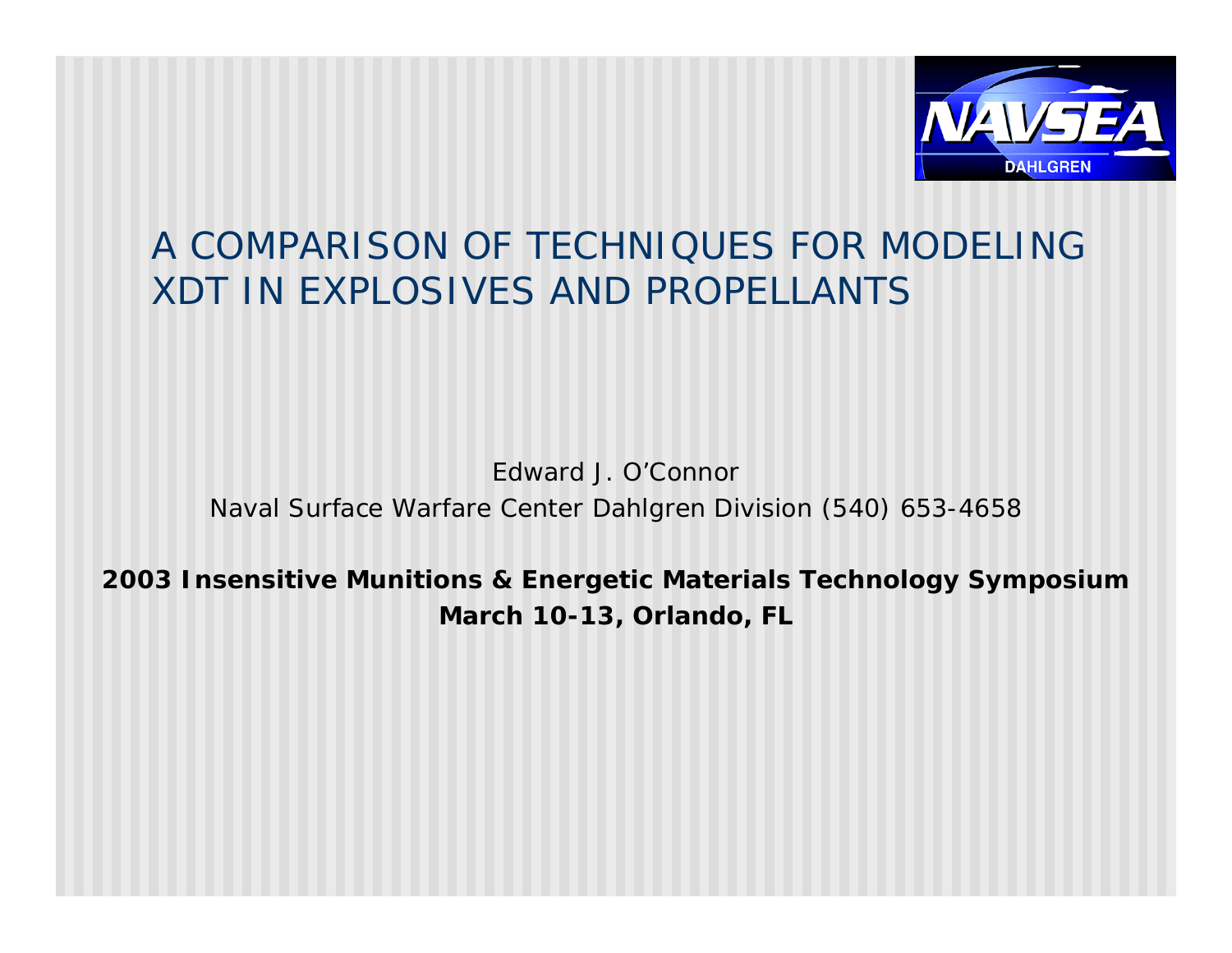NAVSEA DAHLGREN

# A COMPARISON OF TECHNIQUES FOR MODELING XDT IN EXPLOSIVES AND PROPELLANTS

Edward J. O'Connor

Naval Surface Warfare Center Dahlgren Division (540) 653-4658

**2003 Insensitive Munitions & Energetic Materials Technology Symposium**

**March 10-13, Orlando, FL**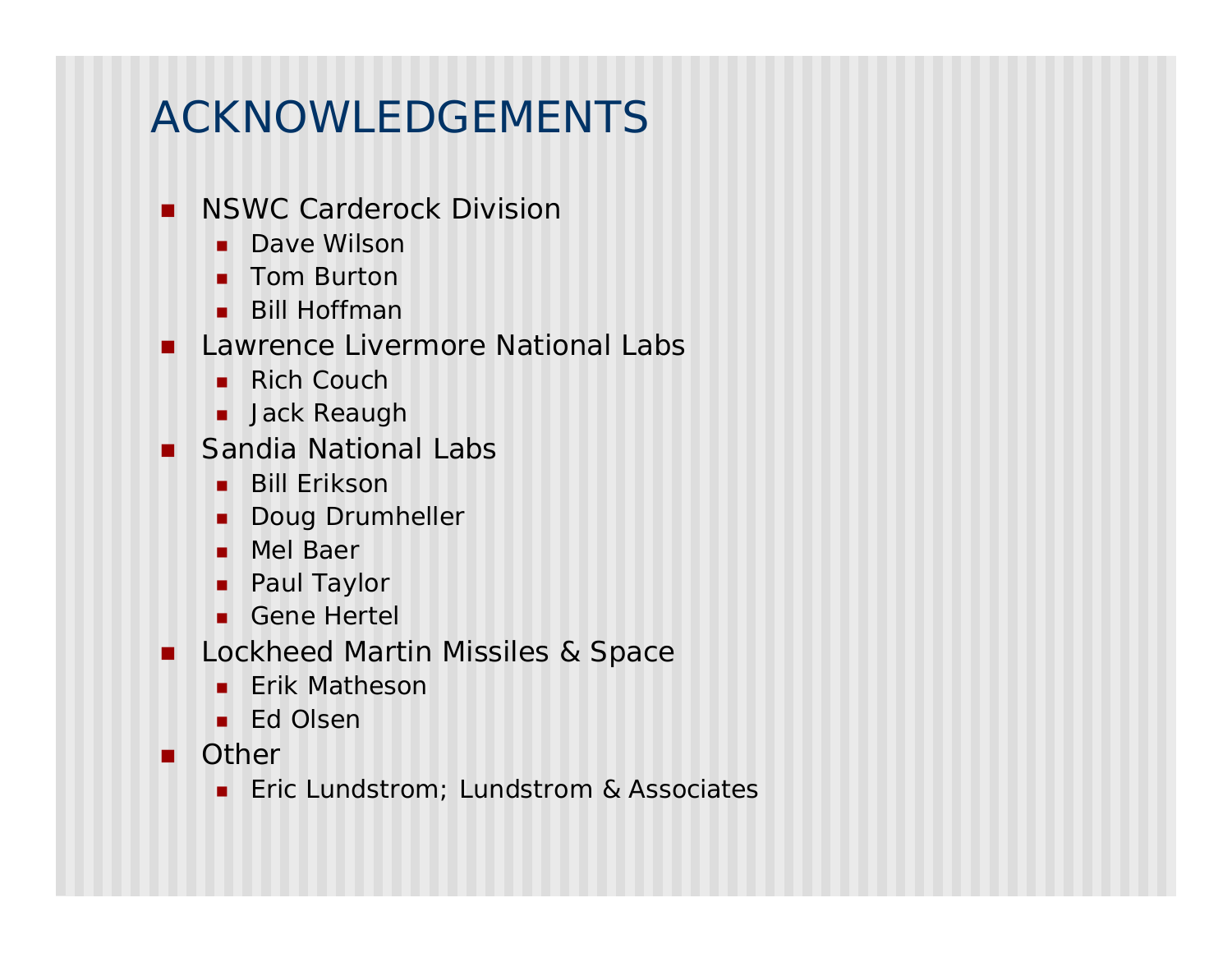# ACKNOWLEDGEMENTS

- NSWC Carderock Division
  - Dave Wilson
  - Tom Burton
  - Bill Hoffman
- Lawrence Livermore National Labs
  - Rich Couch
  - Jack Reaugh
- Sandia National Labs
  - Bill Erikson
  - Doug Drumheller
  - Mel Baer
  - Paul Taylor
  - Gene Hertel
- Lockheed Martin Missiles & Space
  - Erik Matheson
  - Ed Olsen
- Other
  - Eric Lundstrom; Lundstrom & Associates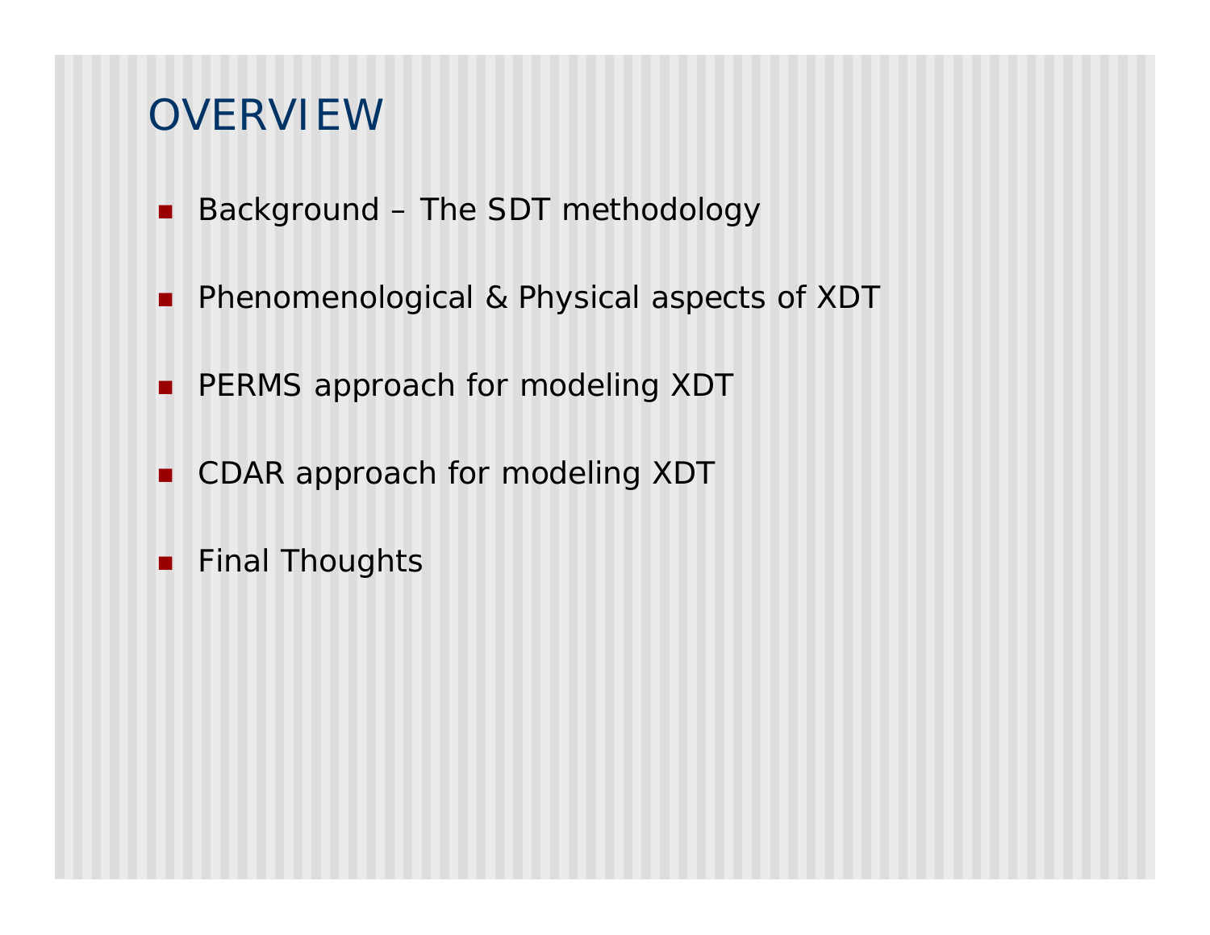# OVERVIEW

- Background – The SDT methodology
- Phenomenological & Physical aspects of XDT
- PERMS approach for modeling XDT
- CDAR approach for modeling XDT
- Final Thoughts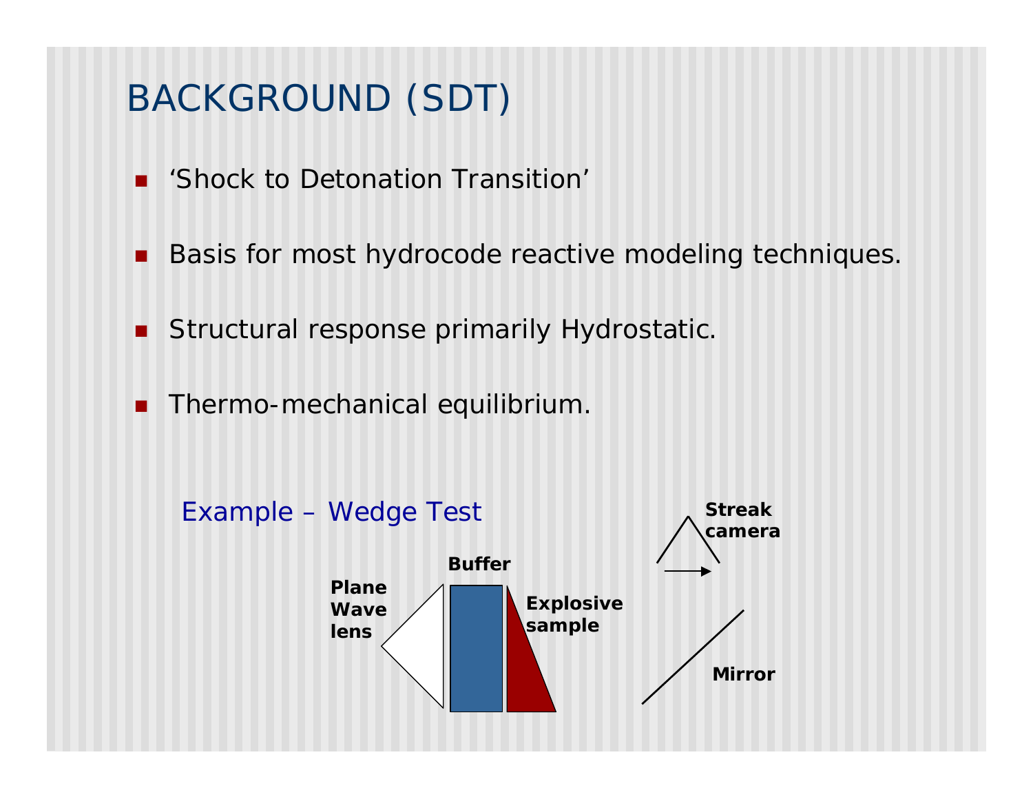# BACKGROUND (SDT)

- 'Shock to Detonation Transition'
- Basis for most hydrocode reactive modeling techniques.
- Structural response primarily Hydrostatic.
- Thermo-mechanical equilibrium.

Example – Wedge Test

**Plane Wave lens**

**Buffer**

**Explosive sample**

**Streak camera**

**Mirror**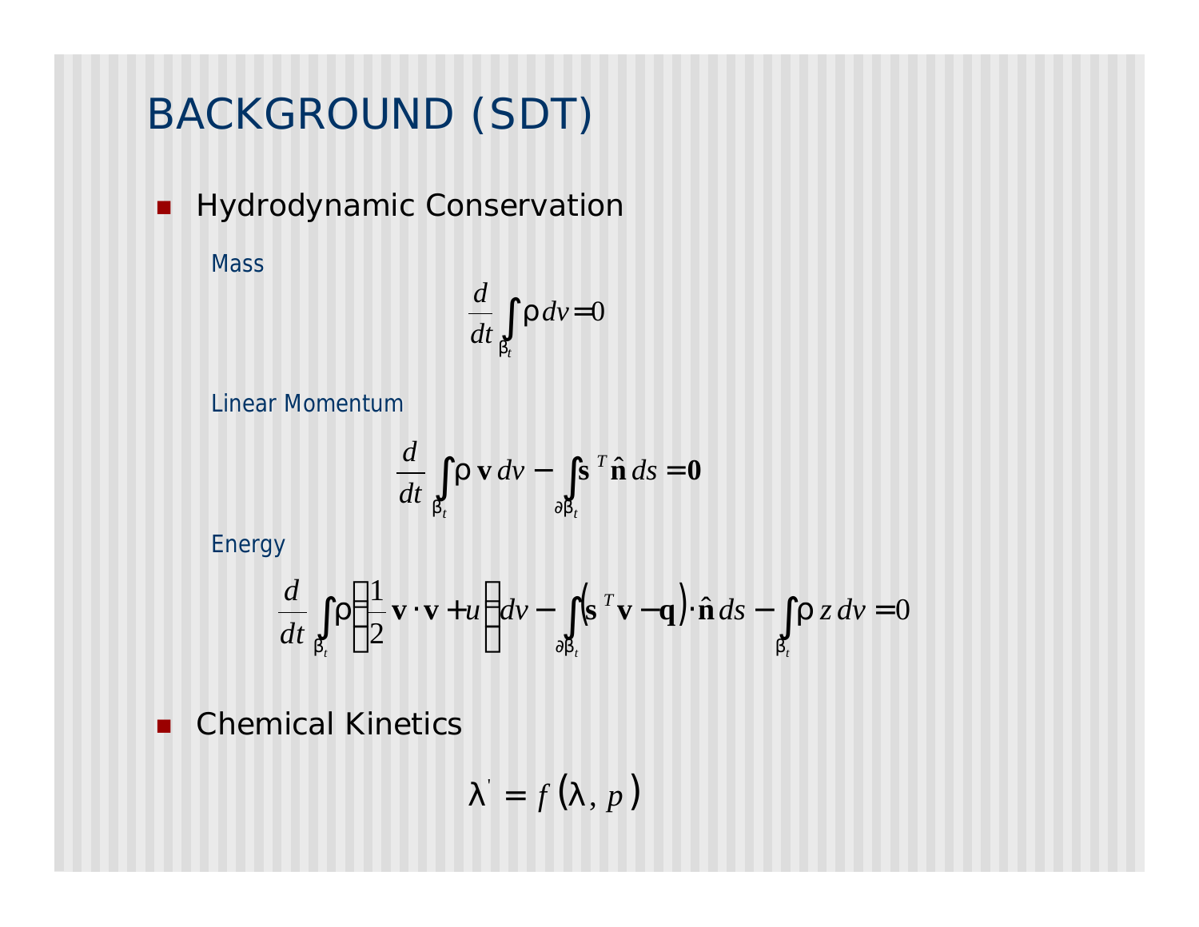# BACKGROUND (SDT)

- Hydrodynamic Conservation

Mass

$$\frac{d}{dt}\int_{\beta_t} \rho \, dv = 0$$

Linear Momentum

$$\frac{d}{dt}\int_{\beta_t} \rho \, \mathbf{v} \, dv - \int_{\partial\beta_t} \mathbf{s}^T \hat{\mathbf{n}} \, ds = \mathbf{0}$$

Energy

$$\frac{d}{dt}\int_{\beta_t} \rho \left( \frac{1}{2} \mathbf{v} \cdot \mathbf{v} + u \right) dv - \int_{\partial\beta_t} \left( \mathbf{s}^T \mathbf{v} - \mathbf{q} \right) \cdot \hat{\mathbf{n}} \, ds - \int_{\beta_t} \rho \, z \, dv = 0$$

- Chemical Kinetics

$$\lambda' = f\left(\lambda, p\right)$$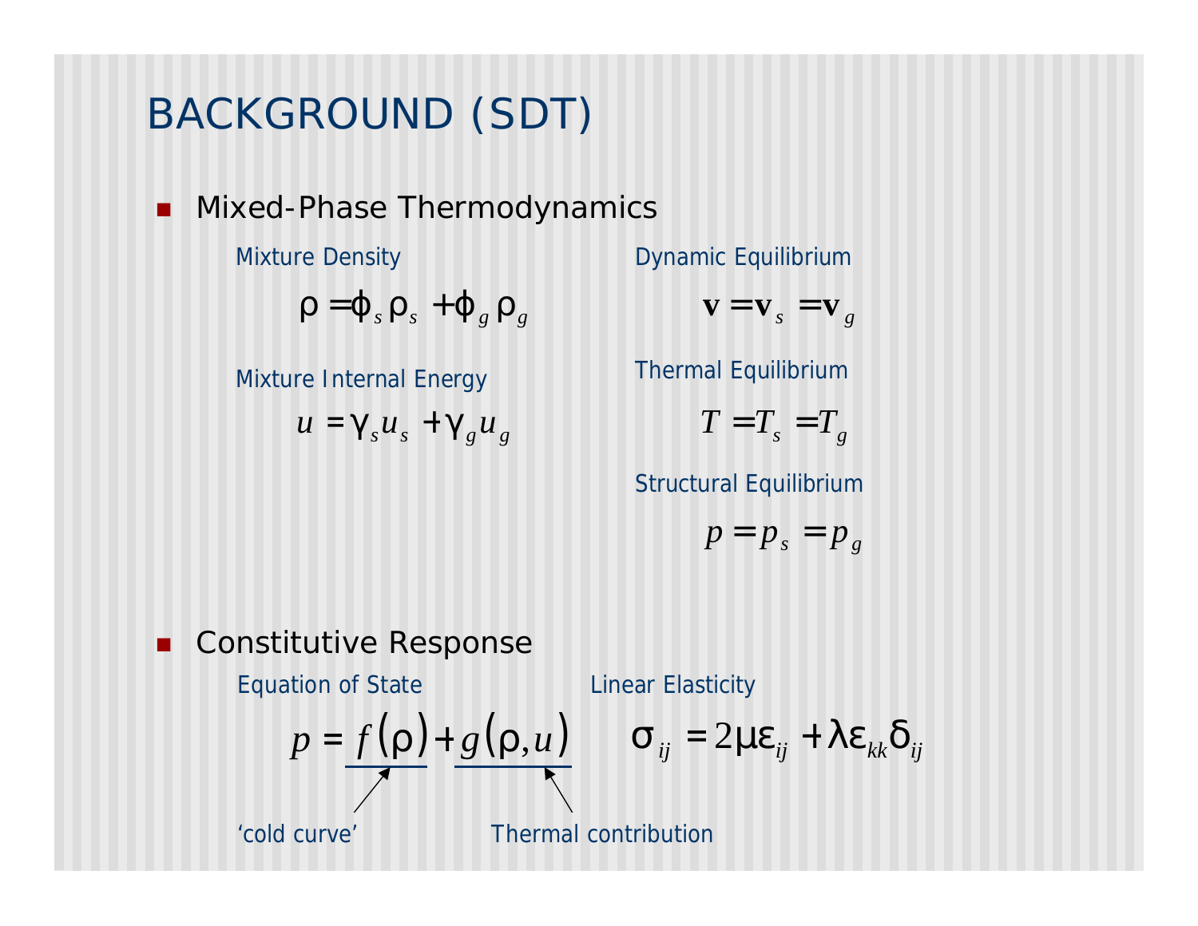# BACKGROUND (SDT)

- Mixed-Phase Thermodynamics

Mixture Density

$$\rho = \phi_s \rho_s + \phi_g \rho_g$$

Mixture Internal Energy

$$u = \gamma_s u_s + \gamma_g u_g$$

Dynamic Equilibrium

$$\mathbf{v} = \mathbf{v}_s = \mathbf{v}_g$$

Thermal Equilibrium

$$T = T_s = T_g$$

Structural Equilibrium

$$p = p_s = p_g$$

- Constitutive Response

Equation of State

$$p = \underline{f(\rho)} + \underline{g(\rho, u)}$$

'cold curve' — $f(\rho)$

Thermal contribution — $g(\rho, u)$

Linear Elasticity

$$\sigma_{ij} = 2\mu\varepsilon_{ij} + \lambda\varepsilon_{kk}\delta_{ij}$$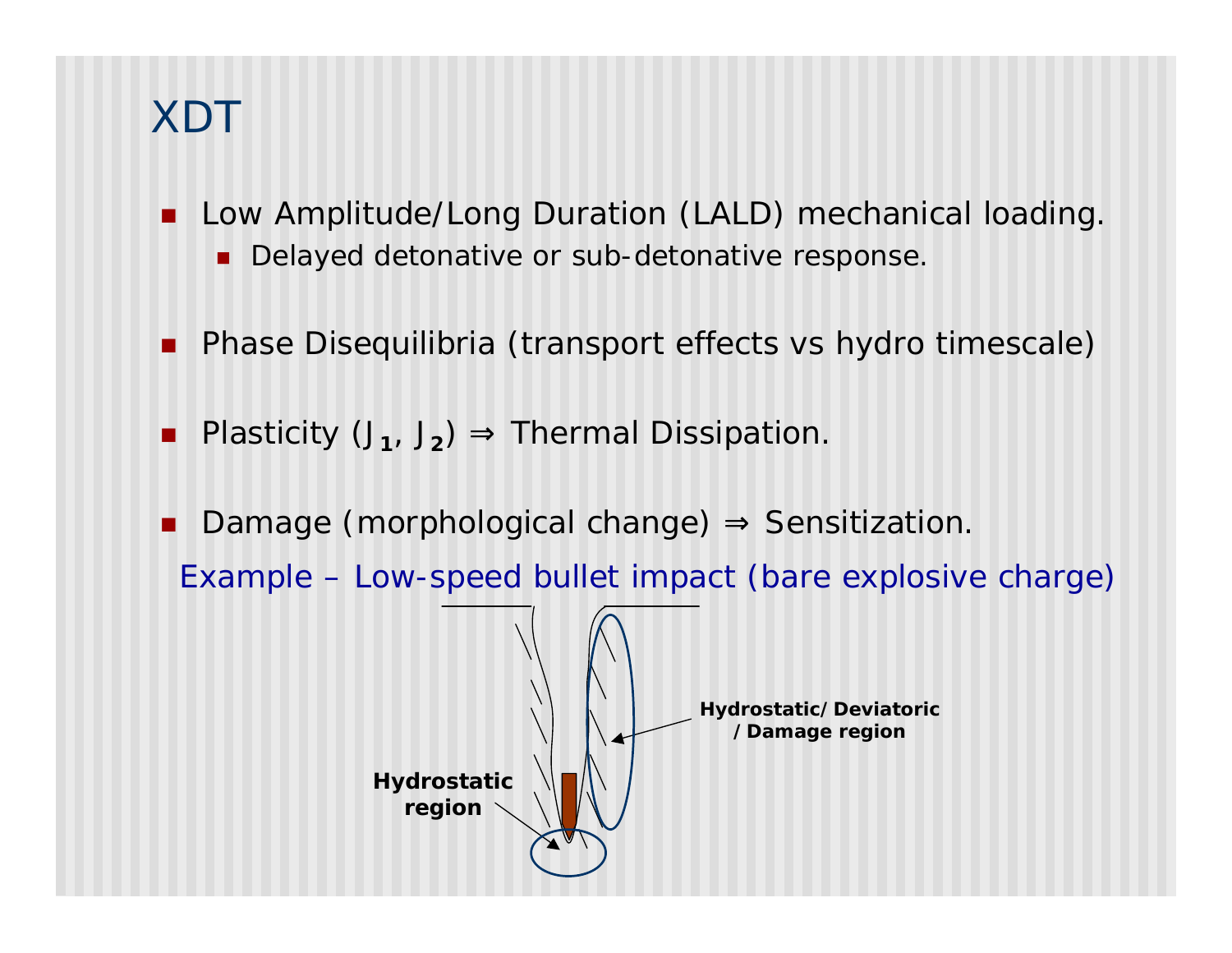# XDT

- Low Amplitude/Long Duration (LALD) mechanical loading.
  - Delayed detonative or sub-detonative response.

- Phase Disequilibria (transport effects vs hydro timescale)

- Plasticity ($J_1$, $J_2$) ⇒ Thermal Dissipation.

- Damage (morphological change) ⇒ Sensitization.

Example – Low-speed bullet impact (bare explosive charge)

**Hydrostatic/ Deviatoric / Damage region**

**Hydrostatic region**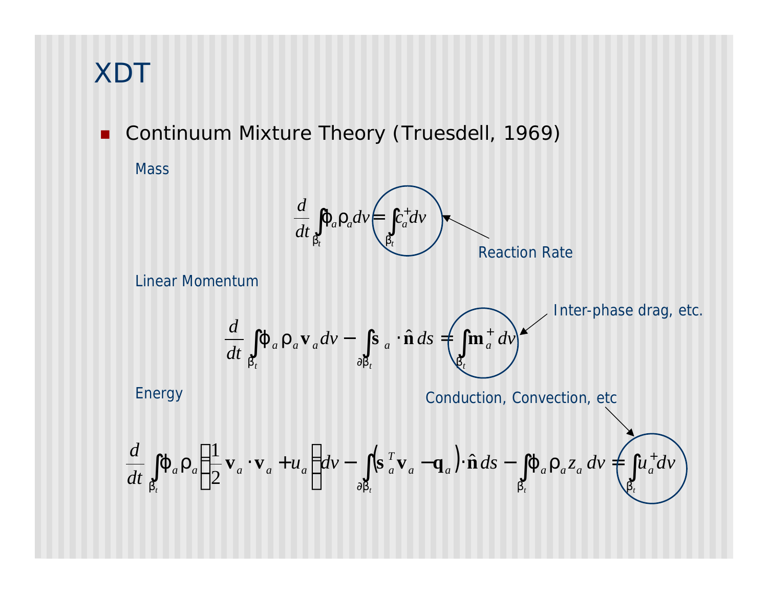# XDT

- Continuum Mixture Theory (Truesdell, 1969)

Mass

$$\frac{d}{dt}\int_{\beta_t}\phi_a\rho_a dv = \int_{\beta_t} c_a^+ dv$$

Reaction Rate

Linear Momentum

$$\frac{d}{dt}\int_{\beta_t}\phi_a\rho_a\mathbf{v}_a dv - \int_{\partial\beta_t}\mathbf{s}_a\cdot\hat{\mathbf{n}}\,ds = \int_{\beta_t}\mathbf{m}_a^+ dv$$

Inter-phase drag, etc.

Energy

Conduction, Convection, etc

$$\frac{d}{dt}\int_{\beta_t}\phi_a\rho_a\left(\frac{1}{2}\mathbf{v}_a\cdot\mathbf{v}_a + u_a\right)dv - \int_{\partial\beta_t}\left(\mathbf{s}_a^T\mathbf{v}_a - \mathbf{q}_a\right)\cdot\hat{\mathbf{n}}\,ds - \int_{\beta_t}\phi_a\rho_a z_a\,dv = \int_{\beta_t}u_a^+ dv$$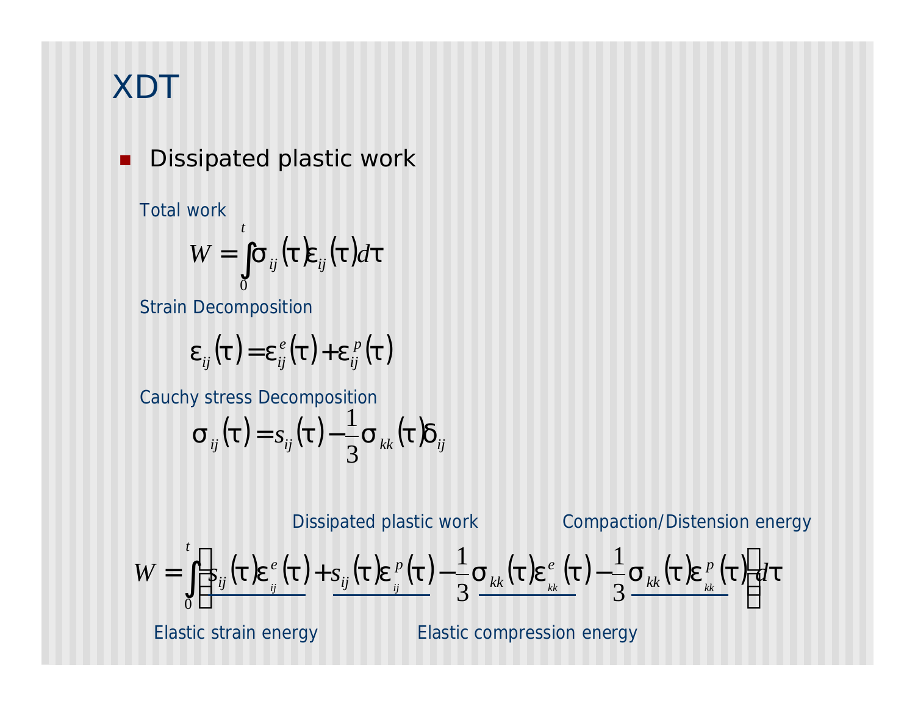# XDT

- Dissipated plastic work

Total work

$$W = \int_0^t \sigma_{ij}(\tau)\varepsilon_{ij}(\tau)d\tau$$

Strain Decomposition

$$\varepsilon_{ij}(\tau) = \varepsilon_{ij}^{e}(\tau) + \varepsilon_{ij}^{p}(\tau)$$

Cauchy stress Decomposition

$$\sigma_{ij}(\tau) = s_{ij}(\tau) - \frac{1}{3}\sigma_{kk}(\tau)\delta_{ij}$$

Dissipated plastic work — Compaction/Distension energy

$$W = \int_0^t \left[ \underline{s_{ij}(\tau)\varepsilon_{ij}^{e}(\tau)} + \underline{s_{ij}(\tau)\varepsilon_{ij}^{p}(\tau)} - \frac{1}{3}\underline{\sigma_{kk}(\tau)\varepsilon_{kk}^{e}(\tau)} - \frac{1}{3}\underline{\sigma_{kk}(\tau)\varepsilon_{kk}^{p}(\tau)} \right] d\tau$$

Elastic strain energy — Elastic compression energy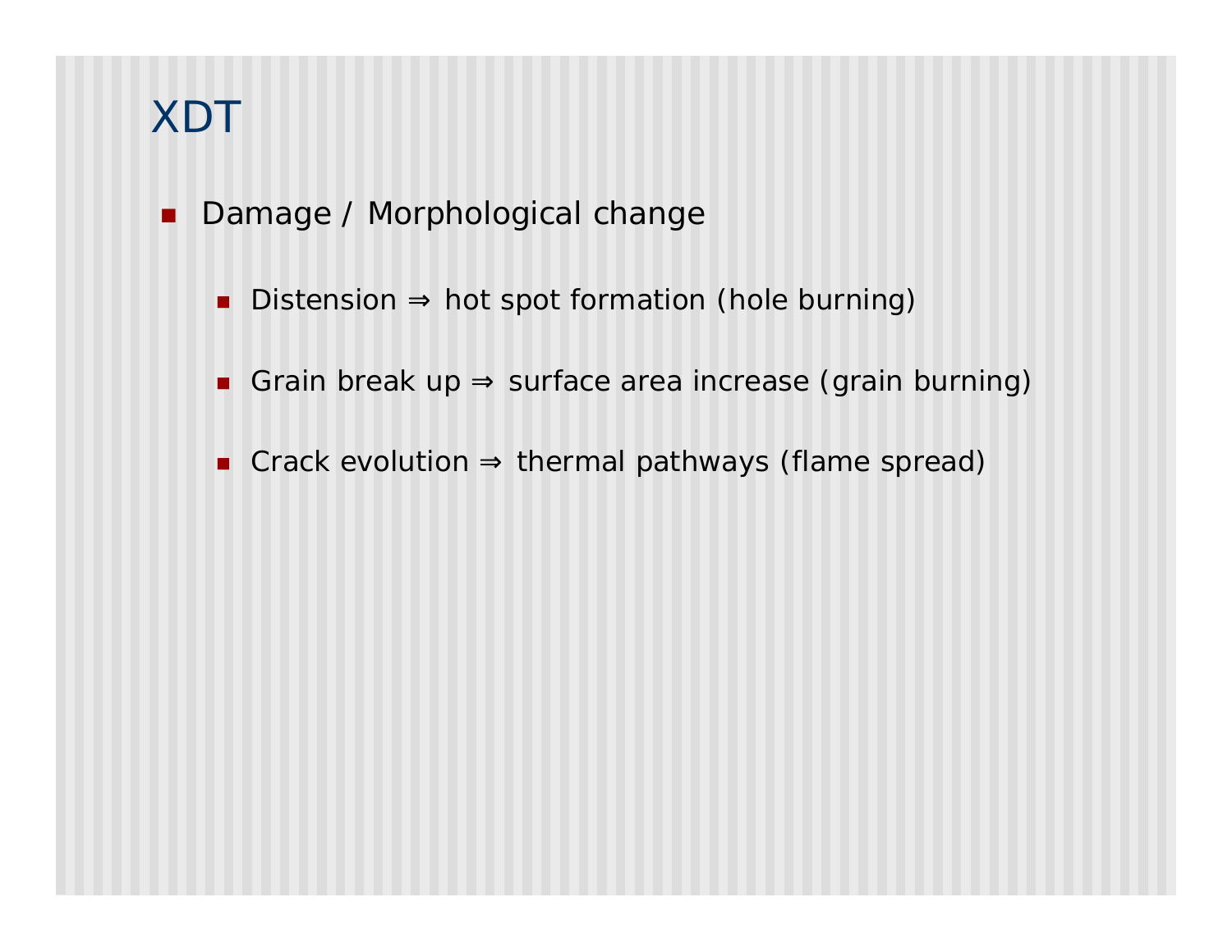# XDT

- Damage / Morphological change
  - Distension ⇒ hot spot formation (hole burning)
  - Grain break up ⇒ surface area increase (grain burning)
  - Crack evolution ⇒ thermal pathways (flame spread)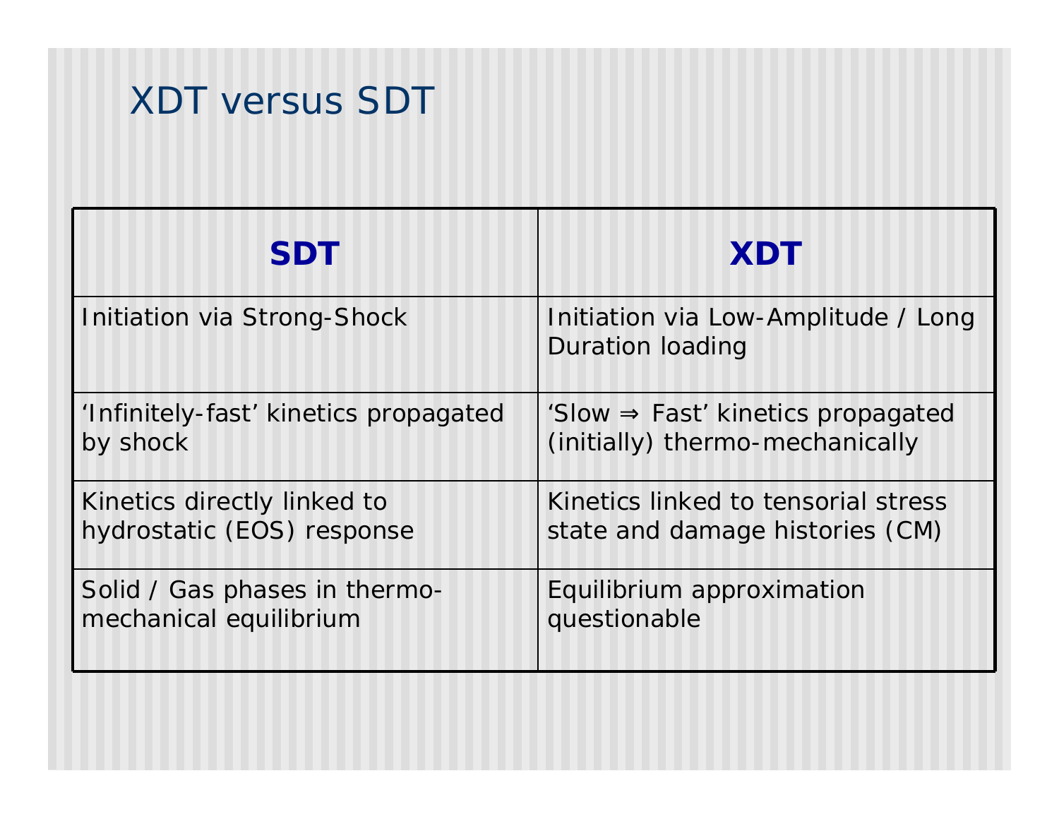# XDT versus SDT

| SDT | XDT |
|---|---|
| Initiation via Strong-Shock | Initiation via Low-Amplitude / Long Duration loading |
| ‘Infinitely-fast’ kinetics propagated by shock | ‘Slow ⇒ Fast’ kinetics propagated (initially) thermo-mechanically |
| Kinetics directly linked to hydrostatic (EOS) response | Kinetics linked to tensorial stress state and damage histories (CM) |
| Solid / Gas phases in thermo-mechanical equilibrium | Equilibrium approximation questionable |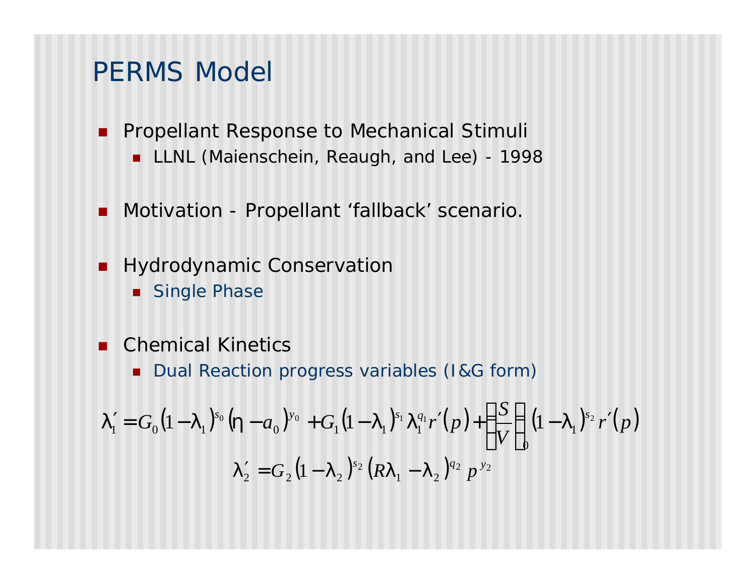# PERMS Model

- Propellant Response to Mechanical Stimuli
  - LLNL (Maienschein, Reaugh, and Lee) - 1998

- Motivation - Propellant ‘fallback’ scenario.

- Hydrodynamic Conservation
  - Single Phase

- Chemical Kinetics
  - Dual Reaction progress variables (I&G form)

$$\lambda_1' = G_0 (1-\lambda_1)^{s_0} (\eta - a_0)^{y_0} + G_1 (1-\lambda_1)^{s_1} \lambda_1^{q_1} r'(p) + \left(\frac{S}{V}\right)_0 (1-\lambda_1)^{s_2} r'(p)$$

$$\lambda_2' = G_2 (1-\lambda_2)^{s_2} (R\lambda_1 - \lambda_2)^{q_2} p^{y_2}$$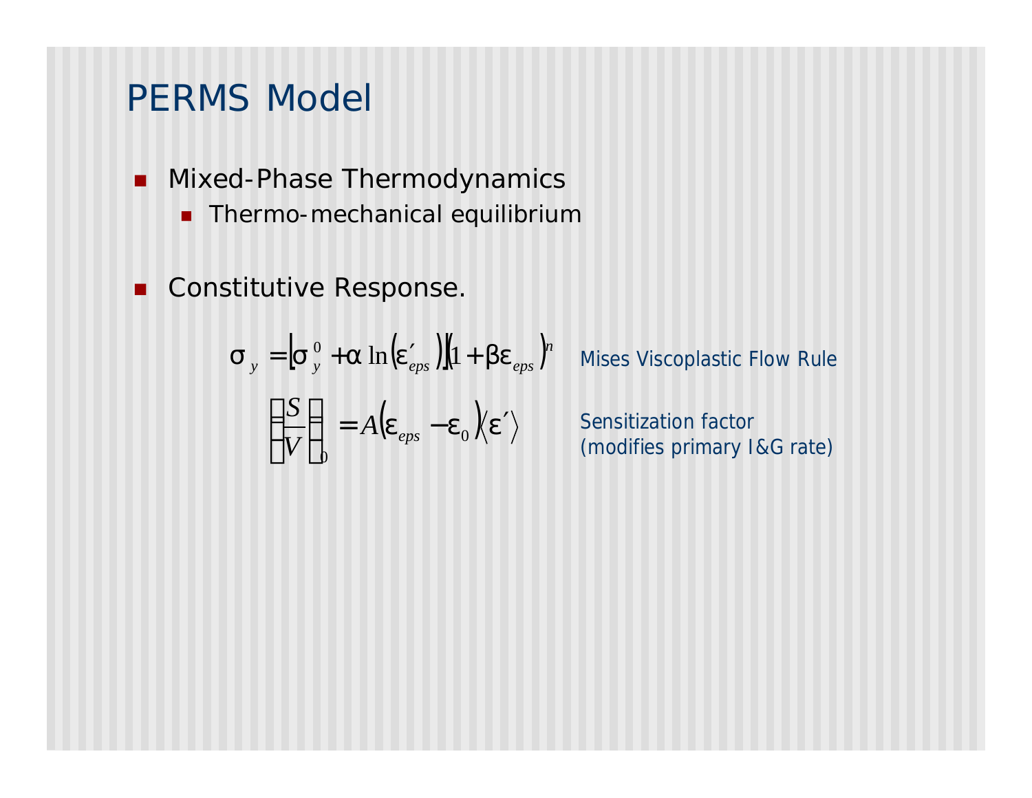# PERMS Model

- Mixed-Phase Thermodynamics
  - Thermo-mechanical equilibrium

- Constitutive Response.

$$\sigma_y = \left[\sigma_y^0 + \alpha \ln\left(\varepsilon'_{eps}\right)\right]\left(1 + \beta\varepsilon_{eps}\right)^n$$

Mises Viscoplastic Flow Rule

$$\left(\frac{S}{V}\right)_0 = A\left(\varepsilon_{eps} - \varepsilon_0\right)\langle\varepsilon'\rangle$$

Sensitization factor (modifies primary I&G rate)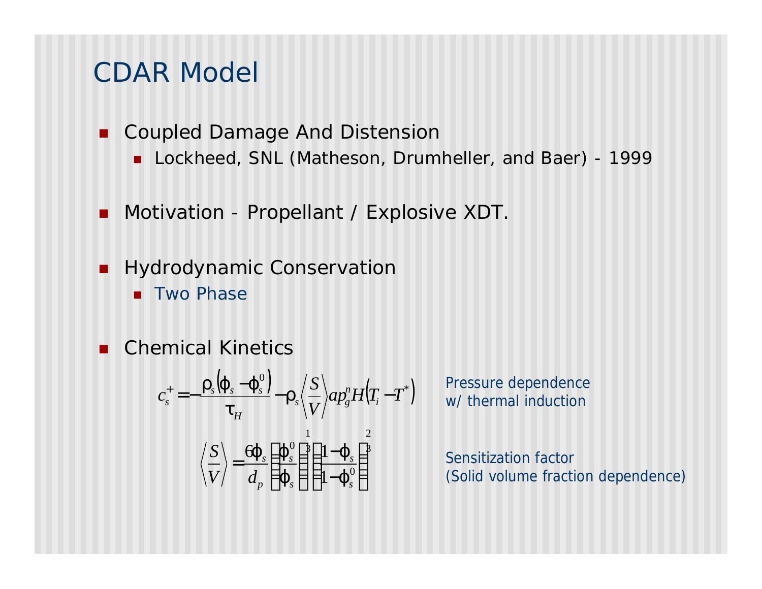# CDAR Model

- Coupled Damage And Distension
  - Lockheed, SNL (Matheson, Drumheller, and Baer) - 1999
- Motivation - Propellant / Explosive XDT.
- Hydrodynamic Conservation
  - Two Phase
- Chemical Kinetics

$$c_s^+ = -\frac{\rho_s\left(\phi_s - \phi_s^0\right)}{\tau_H} - \rho_s \left\langle \frac{S}{V} \right\rangle a p_g^n H\left(T_i - T^*\right)$$

Pressure dependence w/ thermal induction

$$\left\langle \frac{S}{V} \right\rangle = \frac{6\phi_s}{d_p} \left(\frac{\phi_s^0}{\phi_s}\right)^{\frac{1}{3}} \left(\frac{1-\phi_s}{1-\phi_s^0}\right)^{\frac{2}{3}}$$

Sensitization factor (Solid volume fraction dependence)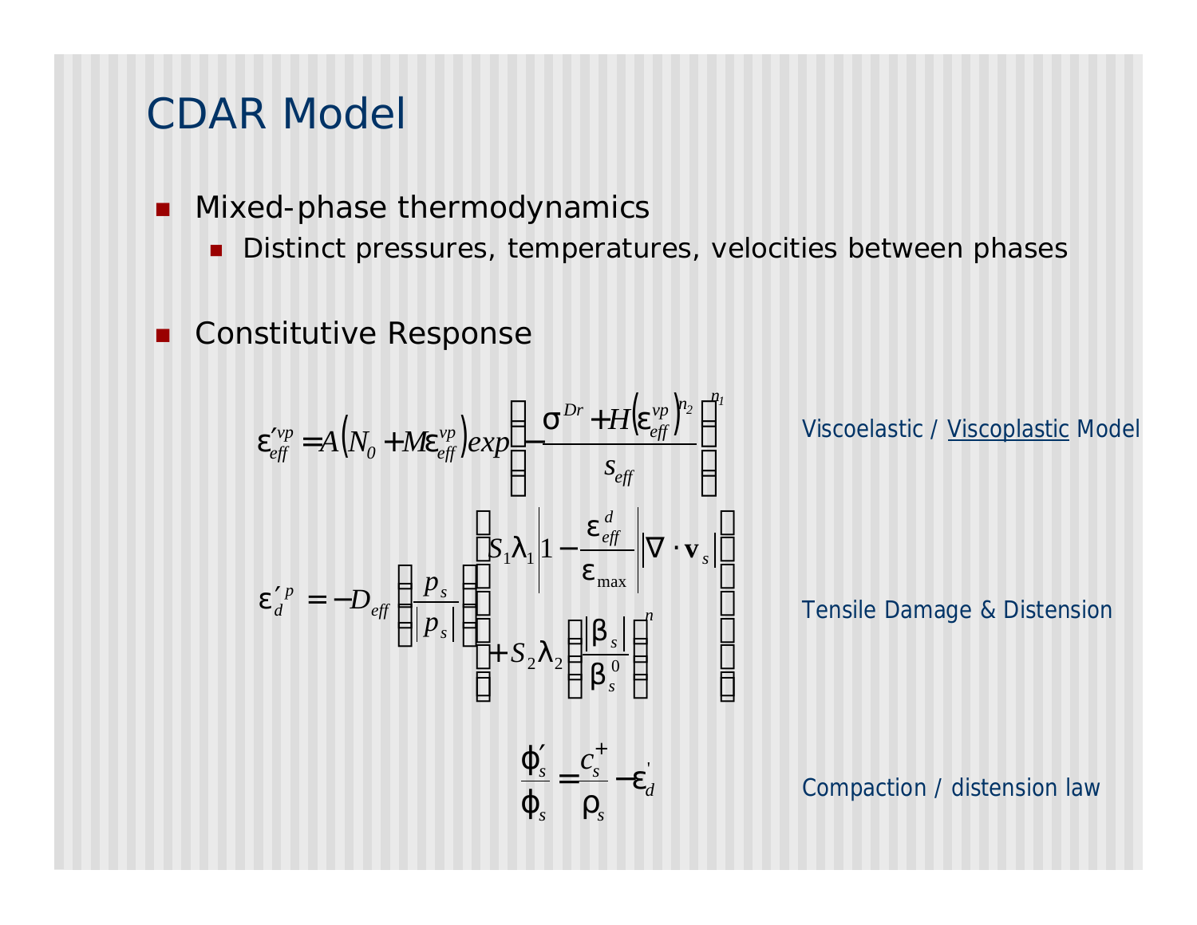# CDAR Model

- Mixed-phase thermodynamics
  - Distinct pressures, temperatures, velocities between phases

- Constitutive Response

$$\varepsilon_{eff}^{\prime vp} = A\left(N_0 + M\varepsilon_{eff}^{vp}\right) exp\left[-\left(\frac{\sigma^{Dr} + H\left(\varepsilon_{eff}^{vp}\right)^{n_2}}{s_{eff}}\right)^{n_1}\right]$$

Viscoelastic / Viscoplastic Model

$$\varepsilon_d^{\prime p} = -D_{eff}\left(\frac{p_s}{|p_s|}\right)\left[S_1\lambda_1\left|1 - \frac{\varepsilon_{eff}^d}{\varepsilon_{\max}}\right|\left|\nabla \cdot \mathbf{v}_s\right| + S_2\lambda_2\left(\frac{|\beta_s|}{\beta_s^0}\right)^n\right]$$

Tensile Damage & Distension

$$\frac{\phi_s^{\prime}}{\phi_s} = \frac{c_s^+}{\rho_s} - \varepsilon_d^{\prime}$$

Compaction / distension law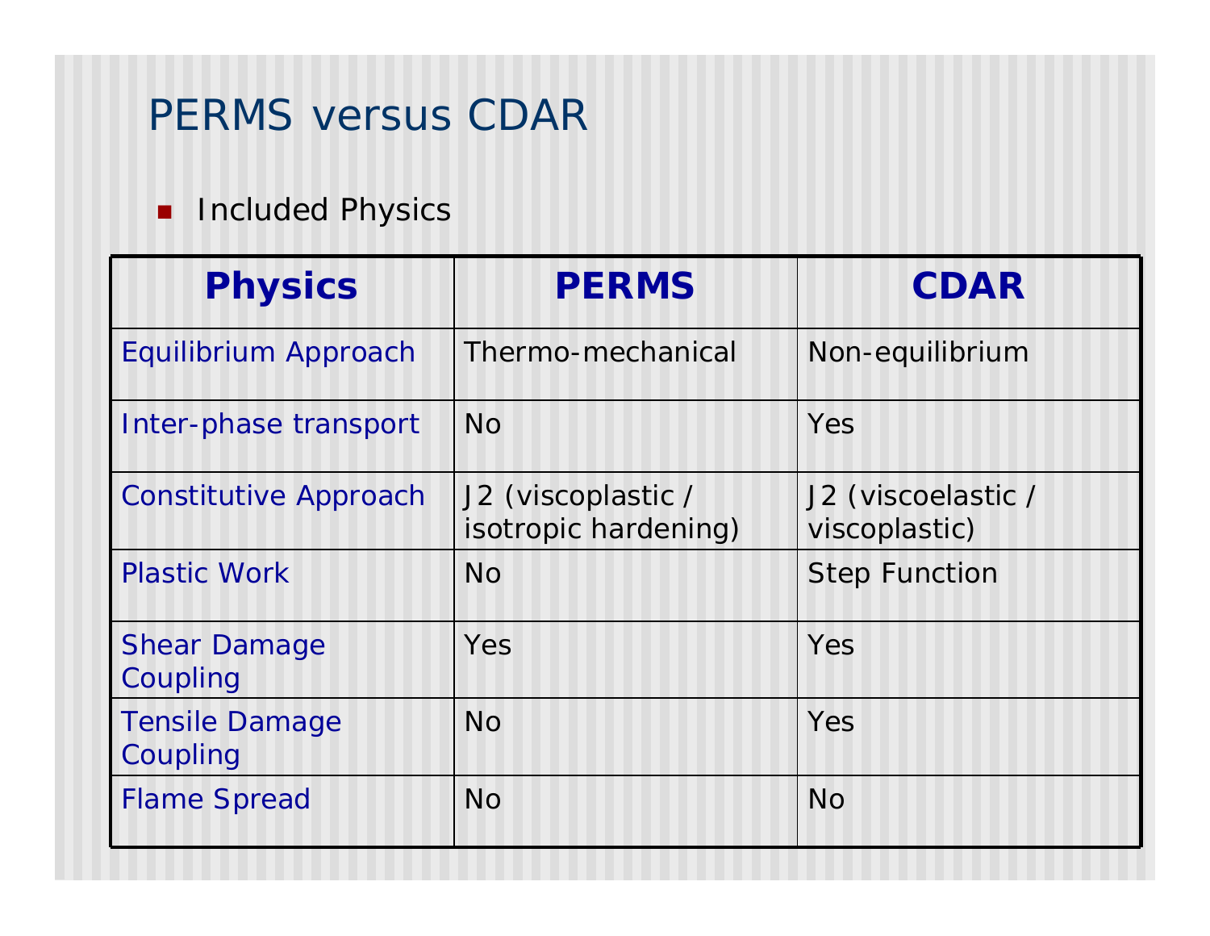# PERMS versus CDAR

- Included Physics

| Physics | PERMS | CDAR |
|---|---|---|
| Equilibrium Approach | Thermo-mechanical | Non-equilibrium |
| Inter-phase transport | No | Yes |
| Constitutive Approach | J2 (viscoplastic / isotropic hardening) | J2 (viscoelastic / viscoplastic) |
| Plastic Work | No | Step Function |
| Shear Damage Coupling | Yes | Yes |
| Tensile Damage Coupling | No | Yes |
| Flame Spread | No | No |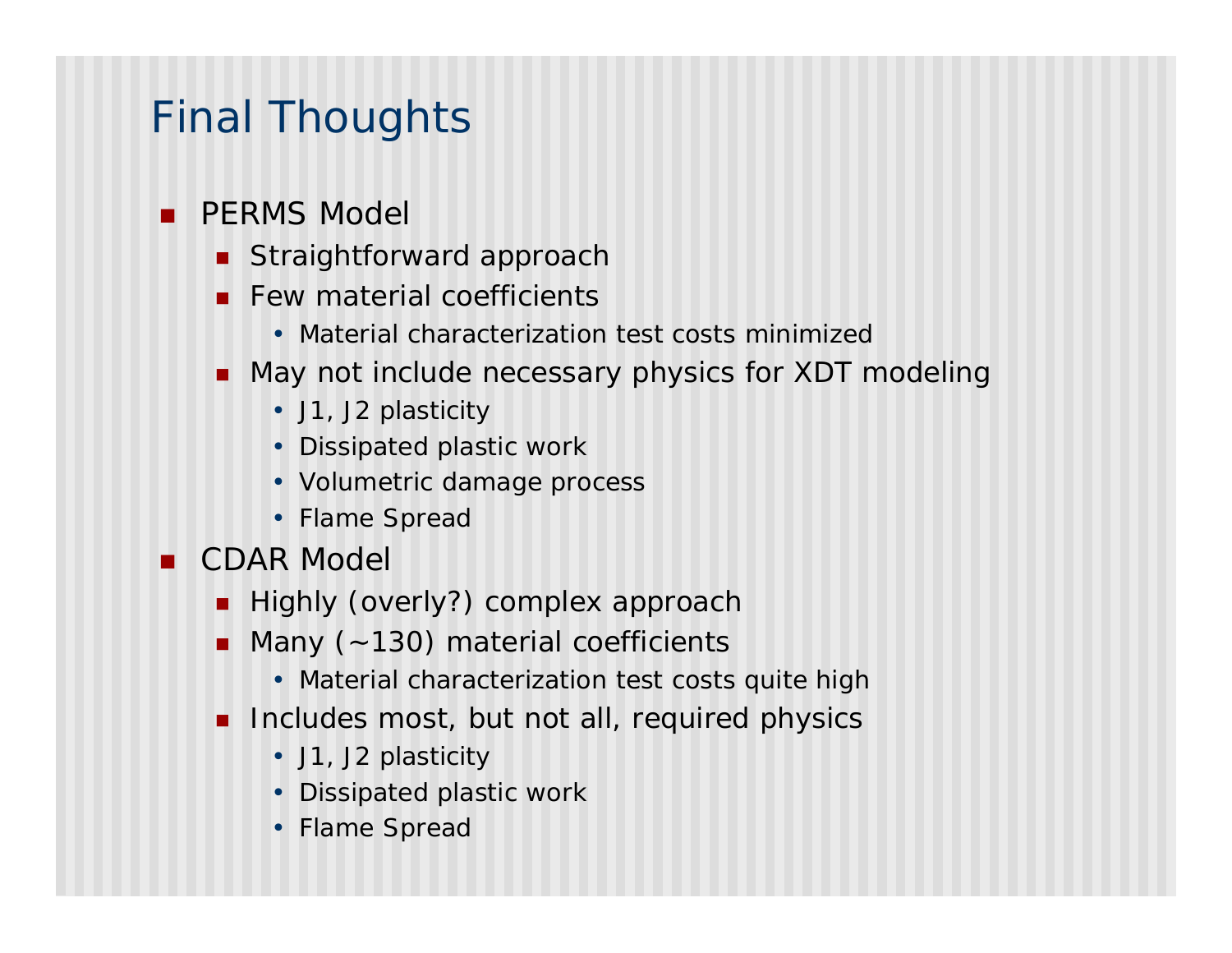# Final Thoughts

- PERMS Model
  - Straightforward approach
  - Few material coefficients
    - Material characterization test costs minimized
  - May not include necessary physics for XDT modeling
    - J1, J2 plasticity
    - Dissipated plastic work
    - Volumetric damage process
    - Flame Spread
- CDAR Model
  - Highly (overly?) complex approach
  - Many (~130) material coefficients
    - Material characterization test costs quite high
  - Includes most, but not all, required physics
    - J1, J2 plasticity
    - Dissipated plastic work
    - Flame Spread